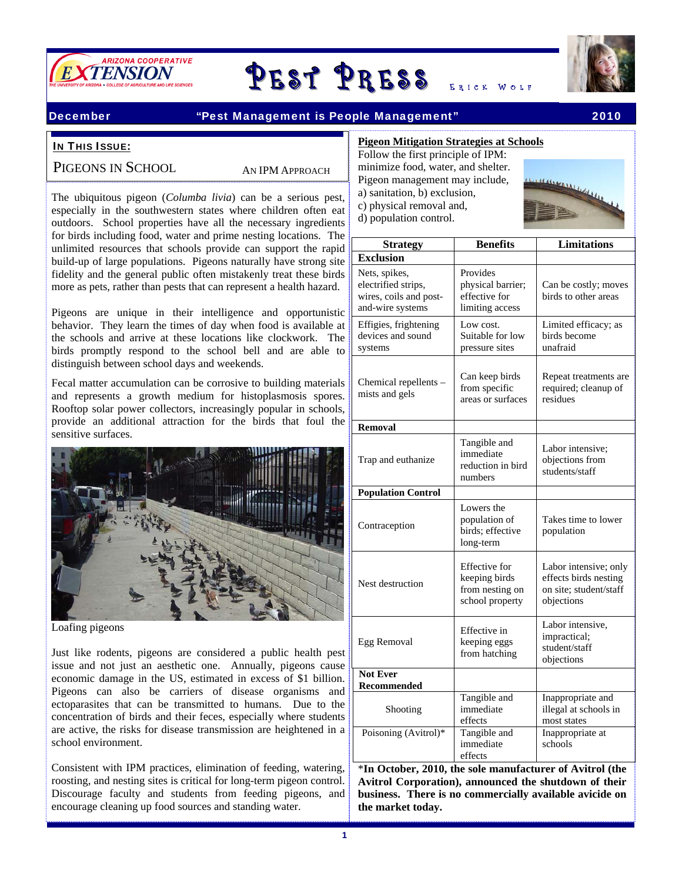# Pest Press

Erick Wolf

**December** — **"Pest Management is People Management"** — **2010**

**In This Issue:**

## Pigeons in School — An IPM Approach

The ubiquitous pigeon (*Columba livia*) can be a serious pest, especially in the southwestern states where children often eat outdoors. School properties have all the necessary ingredients for birds including food, water and prime nesting locations. The unlimited resources that schools provide can support the rapid build-up of large populations. Pigeons naturally have strong site fidelity and the general public often mistakenly treat these birds more as pets, rather than pests that can represent a health hazard.

Pigeons are unique in their intelligence and opportunistic behavior. They learn the times of day when food is available at the schools and arrive at these locations like clockwork. The birds promptly respond to the school bell and are able to distinguish between school days and weekends.

Fecal matter accumulation can be corrosive to building materials and represents a growth medium for histoplasmosis spores. Rooftop solar power collectors, increasingly popular in schools, provide an additional attraction for the birds that foul the sensitive surfaces.

Loafing pigeons

Just like rodents, pigeons are considered a public health pest issue and not just an aesthetic one. Annually, pigeons cause economic damage in the US, estimated in excess of $1 billion. Pigeons can also be carriers of disease organisms and ectoparasites that can be transmitted to humans. Due to the concentration of birds and their feces, especially where students are active, the risks for disease transmission are heightened in a school environment.

Consistent with IPM practices, elimination of feeding, watering, roosting, and nesting sites is critical for long-term pigeon control. Discourage faculty and students from feeding pigeons, and encourage cleaning up food sources and standing water.

### Pigeon Mitigation Strategies at Schools

Follow the first principle of IPM: minimize food, water, and shelter. Pigeon management may include, a) sanitation, b) exclusion, c) physical removal and, d) population control.

| Strategy | Benefits | Limitations |
|---|---|---|
| **Exclusion** | | |
| Nets, spikes, electrified strips, wires, coils and post-and-wire systems | Provides physical barrier; effective for limiting access | Can be costly; moves birds to other areas |
| Effigies, frightening devices and sound systems | Low cost. Suitable for low pressure sites | Limited efficacy; as birds become unafraid |
| Chemical repellents – mists and gels | Can keep birds from specific areas or surfaces | Repeat treatments are required; cleanup of residues |
| **Removal** | | |
| Trap and euthanize | Tangible and immediate reduction in bird numbers | Labor intensive; objections from students/staff |
| **Population Control** | | |
| Contraception | Lowers the population of birds; effective long-term | Takes time to lower population |
| Nest destruction | Effective for keeping birds from nesting on school property | Labor intensive; only effects birds nesting on site; student/staff objections |
| Egg Removal | Effective in keeping eggs from hatching | Labor intensive, impractical; student/staff objections |
| **Not Ever Recommended** | | |
| Shooting | Tangible and immediate effects | Inappropriate and illegal at schools in most states |
| Poisoning (Avitrol)* | Tangible and immediate effects | Inappropriate at schools |

*__In October, 2010, the sole manufacturer of Avitrol (the Avitrol Corporation), announced the shutdown of their business. There is no commercially available avicide on the market today.__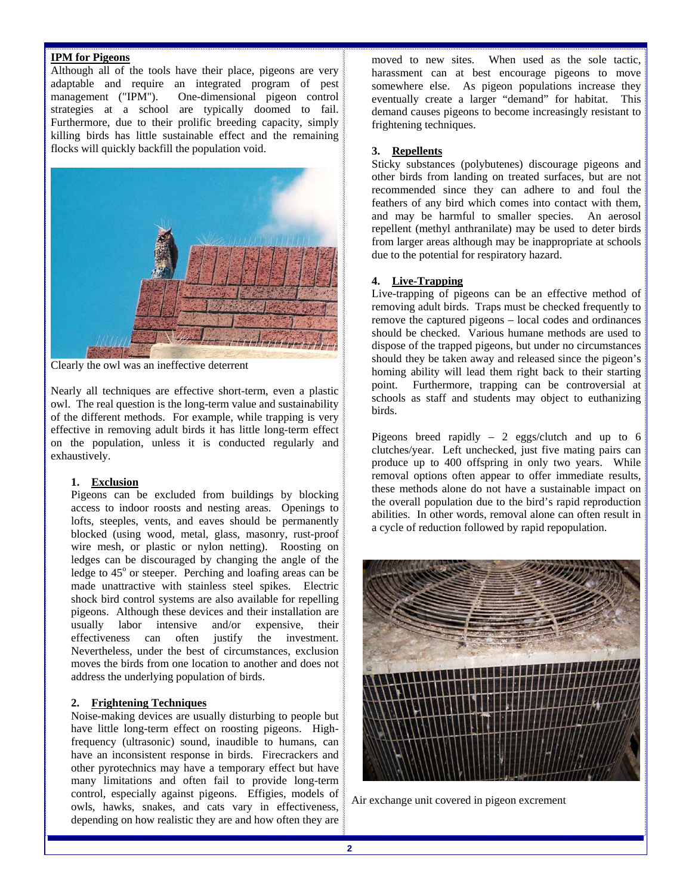## IPM for Pigeons

Although all of the tools have their place, pigeons are very adaptable and require an integrated program of pest management ("IPM"). One-dimensional pigeon control strategies at a school are typically doomed to fail. Furthermore, due to their prolific breeding capacity, simply killing birds has little sustainable effect and the remaining flocks will quickly backfill the population void.

Clearly the owl was an ineffective deterrent

Nearly all techniques are effective short-term, even a plastic owl. The real question is the long-term value and sustainability of the different methods. For example, while trapping is very effective in removing adult birds it has little long-term effect on the population, unless it is conducted regularly and exhaustively.

### 1. Exclusion

Pigeons can be excluded from buildings by blocking access to indoor roosts and nesting areas. Openings to lofts, steeples, vents, and eaves should be permanently blocked (using wood, metal, glass, masonry, rust-proof wire mesh, or plastic or nylon netting). Roosting on ledges can be discouraged by changing the angle of the ledge to $45^o$ or steeper. Perching and loafing areas can be made unattractive with stainless steel spikes. Electric shock bird control systems are also available for repelling pigeons. Although these devices and their installation are usually labor intensive and/or expensive, their effectiveness can often justify the investment. Nevertheless, under the best of circumstances, exclusion moves the birds from one location to another and does not address the underlying population of birds.

### 2. Frightening Techniques

Noise-making devices are usually disturbing to people but have little long-term effect on roosting pigeons. High-frequency (ultrasonic) sound, inaudible to humans, can have an inconsistent response in birds. Firecrackers and other pyrotechnics may have a temporary effect but have many limitations and often fail to provide long-term control, especially against pigeons. Effigies, models of owls, hawks, snakes, and cats vary in effectiveness, depending on how realistic they are and how often they are moved to new sites. When used as the sole tactic, harassment can at best encourage pigeons to move somewhere else. As pigeon populations increase they eventually create a larger "demand" for habitat. This demand causes pigeons to become increasingly resistant to frightening techniques.

### 3. Repellents

Sticky substances (polybutenes) discourage pigeons and other birds from landing on treated surfaces, but are not recommended since they can adhere to and foul the feathers of any bird which comes into contact with them, and may be harmful to smaller species. An aerosol repellent (methyl anthranilate) may be used to deter birds from larger areas although may be inappropriate at schools due to the potential for respiratory hazard.

### 4. Live-Trapping

Live-trapping of pigeons can be an effective method of removing adult birds. Traps must be checked frequently to remove the captured pigeons – local codes and ordinances should be checked. Various humane methods are used to dispose of the trapped pigeons, but under no circumstances should they be taken away and released since the pigeon's homing ability will lead them right back to their starting point. Furthermore, trapping can be controversial at schools as staff and students may object to euthanizing birds.

Pigeons breed rapidly – 2 eggs/clutch and up to 6 clutches/year. Left unchecked, just five mating pairs can produce up to 400 offspring in only two years. While removal options often appear to offer immediate results, these methods alone do not have a sustainable impact on the overall population due to the bird's rapid reproduction abilities. In other words, removal alone can often result in a cycle of reduction followed by rapid repopulation.

Air exchange unit covered in pigeon excrement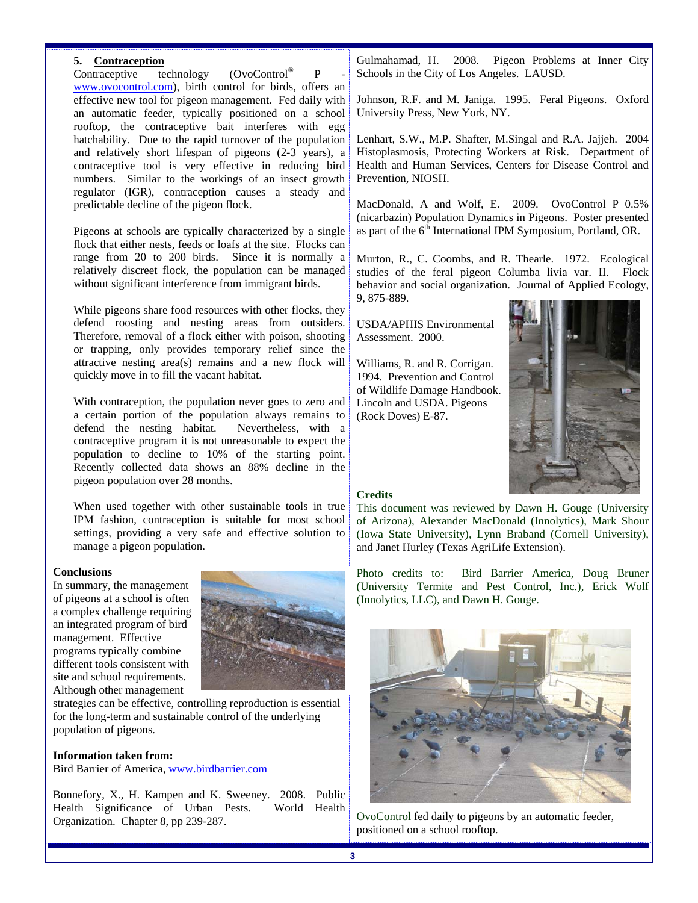### 5. Contraception

Contraceptive technology (OvoControl® P - www.ovocontrol.com), birth control for birds, offers an effective new tool for pigeon management. Fed daily with an automatic feeder, typically positioned on a school rooftop, the contraceptive bait interferes with egg hatchability. Due to the rapid turnover of the population and relatively short lifespan of pigeons (2-3 years), a contraceptive tool is very effective in reducing bird numbers. Similar to the workings of an insect growth regulator (IGR), contraception causes a steady and predictable decline of the pigeon flock.

Pigeons at schools are typically characterized by a single flock that either nests, feeds or loafs at the site. Flocks can range from 20 to 200 birds. Since it is normally a relatively discreet flock, the population can be managed without significant interference from immigrant birds.

While pigeons share food resources with other flocks, they defend roosting and nesting areas from outsiders. Therefore, removal of a flock either with poison, shooting or trapping, only provides temporary relief since the attractive nesting area(s) remains and a new flock will quickly move in to fill the vacant habitat.

With contraception, the population never goes to zero and a certain portion of the population always remains to defend the nesting habitat. Nevertheless, with a contraceptive program it is not unreasonable to expect the population to decline to 10% of the starting point. Recently collected data shows an 88% decline in the pigeon population over 28 months.

When used together with other sustainable tools in true IPM fashion, contraception is suitable for most school settings, providing a very safe and effective solution to manage a pigeon population.

### Conclusions

In summary, the management of pigeons at a school is often a complex challenge requiring an integrated program of bird management. Effective programs typically combine different tools consistent with site and school requirements. Although other management strategies can be effective, controlling reproduction is essential for the long-term and sustainable control of the underlying population of pigeons.

### Information taken from:

Bird Barrier of America, www.birdbarrier.com

Bonnefory, X., H. Kampen and K. Sweeney. 2008. Public Health Significance of Urban Pests. World Health Organization. Chapter 8, pp 239-287.

Gulmahamad, H. 2008. Pigeon Problems at Inner City Schools in the City of Los Angeles. LAUSD.

Johnson, R.F. and M. Janiga. 1995. Feral Pigeons. Oxford University Press, New York, NY.

Lenhart, S.W., M.P. Shafter, M.Singal and R.A. Jajjeh. 2004 Histoplasmosis, Protecting Workers at Risk. Department of Health and Human Services, Centers for Disease Control and Prevention, NIOSH.

MacDonald, A and Wolf, E. 2009. OvoControl P 0.5% (nicarbazin) Population Dynamics in Pigeons. Poster presented as part of the 6th International IPM Symposium, Portland, OR.

Murton, R., C. Coombs, and R. Thearle. 1972. Ecological studies of the feral pigeon Columba livia var. II. Flock behavior and social organization. Journal of Applied Ecology, 9, 875-889.

USDA/APHIS Environmental Assessment. 2000.

Williams, R. and R. Corrigan. 1994. Prevention and Control of Wildlife Damage Handbook. Lincoln and USDA. Pigeons (Rock Doves) E-87.

### Credits

This document was reviewed by Dawn H. Gouge (University of Arizona), Alexander MacDonald (Innolytics), Mark Shour (Iowa State University), Lynn Braband (Cornell University), and Janet Hurley (Texas AgriLife Extension).

Photo credits to: Bird Barrier America, Doug Bruner (University Termite and Pest Control, Inc.), Erick Wolf (Innolytics, LLC), and Dawn H. Gouge.

OvoControl fed daily to pigeons by an automatic feeder, positioned on a school rooftop.